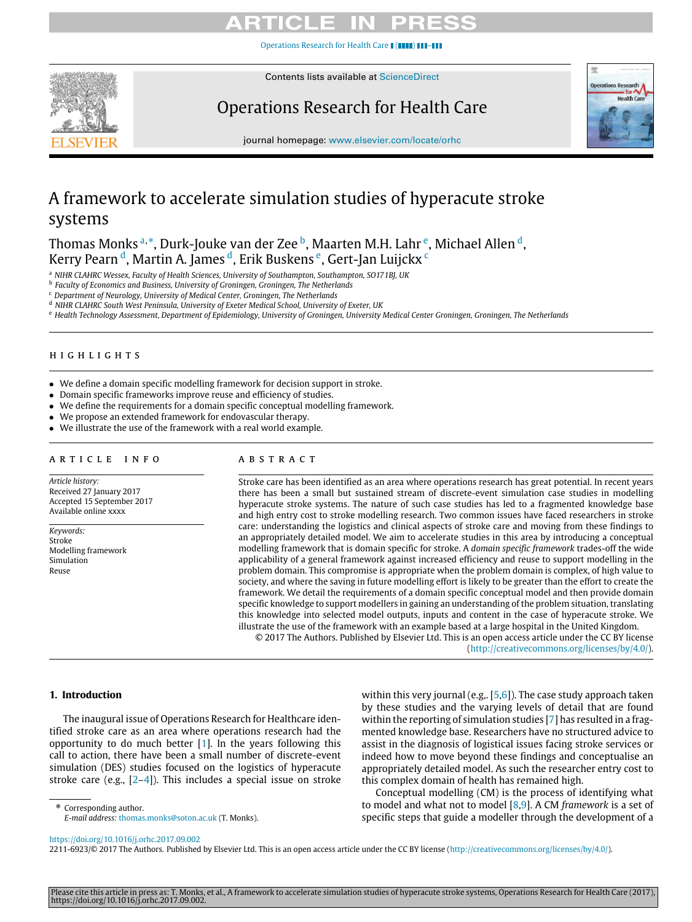# A framework to accelerate simulation studies of hyperacute stroke systems

Thomas Monks [a,*], Durk-Jouke van der Zee [b], Maarten M.H. Lahr [e], Michael Allen [d], Kerry Pearn [d], Martin A. James [d], Erik Buskens [e], Gert-Jan Luijckx [c]

[a] NIHR CLAHRC Wessex, Faculty of Health Sciences, University of Southampton, Southampton, SO171BJ, UK
[b] Faculty of Economics and Business, University of Groningen, Groningen, The Netherlands
[c] Department of Neurology, University of Medical Center, Groningen, The Netherlands
[d] NIHR CLAHRC South West Peninsula, University of Exeter Medical School, University of Exeter, UK
[e] Health Technology Assessment, Department of Epidemiology, University of Groningen, University Medical Center Groningen, Groningen, The Netherlands

## HIGHLIGHTS

- We define a domain specific modelling framework for decision support in stroke.
- Domain specific frameworks improve reuse and efficiency of studies.
- We define the requirements for a domain specific conceptual modelling framework.
- We propose an extended framework for endovascular therapy.
- We illustrate the use of the framework with a real world example.

## ARTICLE INFO

*Article history:*
Received 27 January 2017
Accepted 15 September 2017
Available online xxxx

*Keywords:*
Stroke
Modelling framework
Simulation
Reuse

## ABSTRACT

Stroke care has been identified as an area where operations research has great potential. In recent years there has been a small but sustained stream of discrete-event simulation case studies in modelling hyperacute stroke systems. The nature of such case studies has led to a fragmented knowledge base and high entry cost to stroke modelling research. Two common issues have faced researchers in stroke care: understanding the logistics and clinical aspects of stroke care and moving from these findings to an appropriately detailed model. We aim to accelerate studies in this area by introducing a conceptual modelling framework that is domain specific for stroke. A *domain specific framework* trades-off the wide applicability of a general framework against increased efficiency and reuse to support modelling in the problem domain. This compromise is appropriate when the problem domain is complex, of high value to society, and where the saving in future modelling effort is likely to be greater than the effort to create the framework. We detail the requirements of a domain specific conceptual model and then provide domain specific knowledge to support modellers in gaining an understanding of the problem situation, translating this knowledge into selected model outputs, inputs and content in the case of hyperacute stroke. We illustrate the use of the framework with an example based at a large hospital in the United Kingdom.

© 2017 The Authors. Published by Elsevier Ltd. This is an open access article under the CC BY license (http://creativecommons.org/licenses/by/4.0/).

## 1. Introduction

The inaugural issue of Operations Research for Healthcare identified stroke care as an area where operations research had the opportunity to do much better [1]. In the years following this call to action, there have been a small number of discrete-event simulation (DES) studies focused on the logistics of hyperacute stroke care (e.g., [2–4]). This includes a special issue on stroke within this very journal (e.g,. [5,6]). The case study approach taken by these studies and the varying levels of detail that are found within the reporting of simulation studies [7] has resulted in a fragmented knowledge base. Researchers have no structured advice to assist in the diagnosis of logistical issues facing stroke services or indeed how to move beyond these findings and conceptualise an appropriately detailed model. As such the researcher entry cost to this complex domain of health has remained high.

Conceptual modelling (CM) is the process of identifying what to model and what not to model [8,9]. A CM *framework* is a set of specific steps that guide a modeller through the development of a

* Corresponding author.
*E-mail address:* thomas.monks@soton.ac.uk (T. Monks).

https://doi.org/10.1016/j.orhc.2017.09.002
2211-6923/© 2017 The Authors. Published by Elsevier Ltd. This is an open access article under the CC BY license (http://creativecommons.org/licenses/by/4.0/).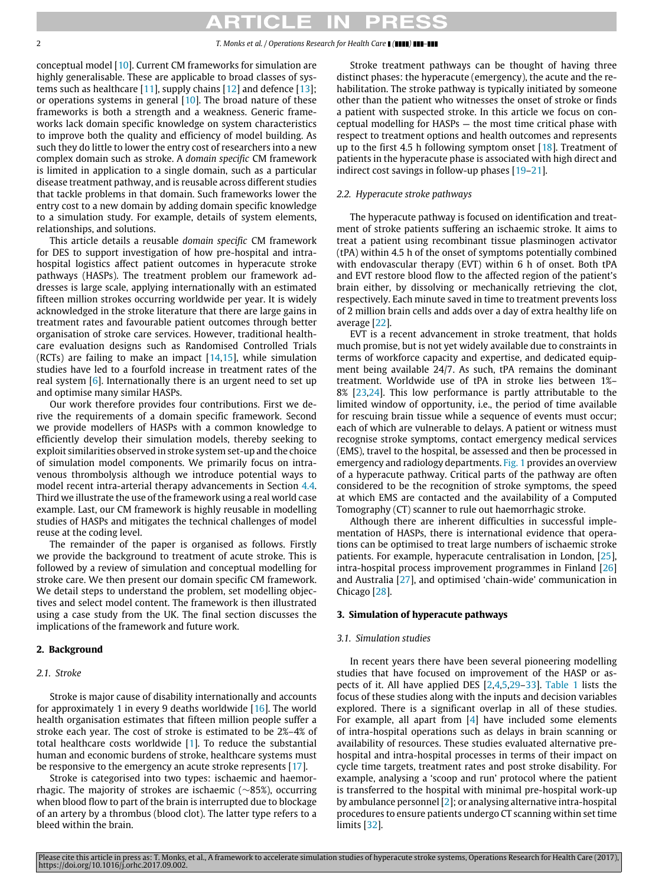conceptual model [10]. Current CM frameworks for simulation are highly generalisable. These are applicable to broad classes of systems such as healthcare [11], supply chains [12] and defence [13]; or operations systems in general [10]. The broad nature of these frameworks is both a strength and a weakness. Generic frameworks lack domain specific knowledge on system characteristics to improve both the quality and efficiency of model building. As such they do little to lower the entry cost of researchers into a new complex domain such as stroke. A *domain specific* CM framework is limited in application to a single domain, such as a particular disease treatment pathway, and is reusable across different studies that tackle problems in that domain. Such frameworks lower the entry cost to a new domain by adding domain specific knowledge to a simulation study. For example, details of system elements, relationships, and solutions.

This article details a reusable *domain specific* CM framework for DES to support investigation of how pre-hospital and intra-hospital logistics affect patient outcomes in hyperacute stroke pathways (HASPs). The treatment problem our framework addresses is large scale, applying internationally with an estimated fifteen million strokes occurring worldwide per year. It is widely acknowledged in the stroke literature that there are large gains in treatment rates and favourable patient outcomes through better organisation of stroke care services. However, traditional healthcare evaluation designs such as Randomised Controlled Trials (RCTs) are failing to make an impact [14,15], while simulation studies have led to a fourfold increase in treatment rates of the real system [6]. Internationally there is an urgent need to set up and optimise many similar HASPs.

Our work therefore provides four contributions. First we derive the requirements of a domain specific framework. Second we provide modellers of HASPs with a common knowledge to efficiently develop their simulation models, thereby seeking to exploit similarities observed in stroke system set-up and the choice of simulation model components. We primarily focus on intravenous thrombolysis although we introduce potential ways to model recent intra-arterial therapy advancements in Section 4.4. Third we illustrate the use of the framework using a real world case example. Last, our CM framework is highly reusable in modelling studies of HASPs and mitigates the technical challenges of model reuse at the coding level.

The remainder of the paper is organised as follows. Firstly we provide the background to treatment of acute stroke. This is followed by a review of simulation and conceptual modelling for stroke care. We then present our domain specific CM framework. We detail steps to understand the problem, set modelling objectives and select model content. The framework is then illustrated using a case study from the UK. The final section discusses the implications of the framework and future work.

## 2. Background

### 2.1. Stroke

Stroke is major cause of disability internationally and accounts for approximately 1 in every 9 deaths worldwide [16]. The world health organisation estimates that fifteen million people suffer a stroke each year. The cost of stroke is estimated to be 2%–4% of total healthcare costs worldwide [1]. To reduce the substantial human and economic burdens of stroke, healthcare systems must be responsive to the emergency an acute stroke represents [17].

Stroke is categorised into two types: ischaemic and haemorrhagic. The majority of strokes are ischaemic (~85%), occurring when blood flow to part of the brain is interrupted due to blockage of an artery by a thrombus (blood clot). The latter type refers to a bleed within the brain.

Stroke treatment pathways can be thought of having three distinct phases: the hyperacute (emergency), the acute and the rehabilitation. The stroke pathway is typically initiated by someone other than the patient who witnesses the onset of stroke or finds a patient with suspected stroke. In this article we focus on conceptual modelling for HASPs — the most time critical phase with respect to treatment options and health outcomes and represents up to the first 4.5 h following symptom onset [18]. Treatment of patients in the hyperacute phase is associated with high direct and indirect cost savings in follow-up phases [19–21].

### 2.2. Hyperacute stroke pathways

The hyperacute pathway is focused on identification and treatment of stroke patients suffering an ischaemic stroke. It aims to treat a patient using recombinant tissue plasminogen activator (tPA) within 4.5 h of the onset of symptoms potentially combined with endovascular therapy (EVT) within 6 h of onset. Both tPA and EVT restore blood flow to the affected region of the patient's brain either, by dissolving or mechanically retrieving the clot, respectively. Each minute saved in time to treatment prevents loss of 2 million brain cells and adds over a day of extra healthy life on average [22].

EVT is a recent advancement in stroke treatment, that holds much promise, but is not yet widely available due to constraints in terms of workforce capacity and expertise, and dedicated equipment being available 24/7. As such, tPA remains the dominant treatment. Worldwide use of tPA in stroke lies between 1%–8% [23,24]. This low performance is partly attributable to the limited window of opportunity, i.e., the period of time available for rescuing brain tissue while a sequence of events must occur; each of which are vulnerable to delays. A patient or witness must recognise stroke symptoms, contact emergency medical services (EMS), travel to the hospital, be assessed and then be processed in emergency and radiology departments. Fig. 1 provides an overview of a hyperacute pathway. Critical parts of the pathway are often considered to be the recognition of stroke symptoms, the speed at which EMS are contacted and the availability of a Computed Tomography (CT) scanner to rule out haemorrhagic stroke.

Although there are inherent difficulties in successful implementation of HASPs, there is international evidence that operations can be optimised to treat large numbers of ischaemic stroke patients. For example, hyperacute centralisation in London, [25], intra-hospital process improvement programmes in Finland [26] and Australia [27], and optimised 'chain-wide' communication in Chicago [28].

## 3. Simulation of hyperacute pathways

### 3.1. Simulation studies

In recent years there have been several pioneering modelling studies that have focused on improvement of the HASP or aspects of it. All have applied DES [2,4,5,29–33]. Table 1 lists the focus of these studies along with the inputs and decision variables explored. There is a significant overlap in all of these studies. For example, all apart from [4] have included some elements of intra-hospital operations such as delays in brain scanning or availability of resources. These studies evaluated alternative pre-hospital and intra-hospital processes in terms of their impact on cycle time targets, treatment rates and post stroke disability. For example, analysing a 'scoop and run' protocol where the patient is transferred to the hospital with minimal pre-hospital work-up by ambulance personnel [2]; or analysing alternative intra-hospital procedures to ensure patients undergo CT scanning within set time limits [32].

Please cite this article in press as: T. Monks, et al., A framework to accelerate simulation studies of hyperacute stroke systems, Operations Research for Health Care (2017), https://doi.org/10.1016/j.orhc.2017.09.002.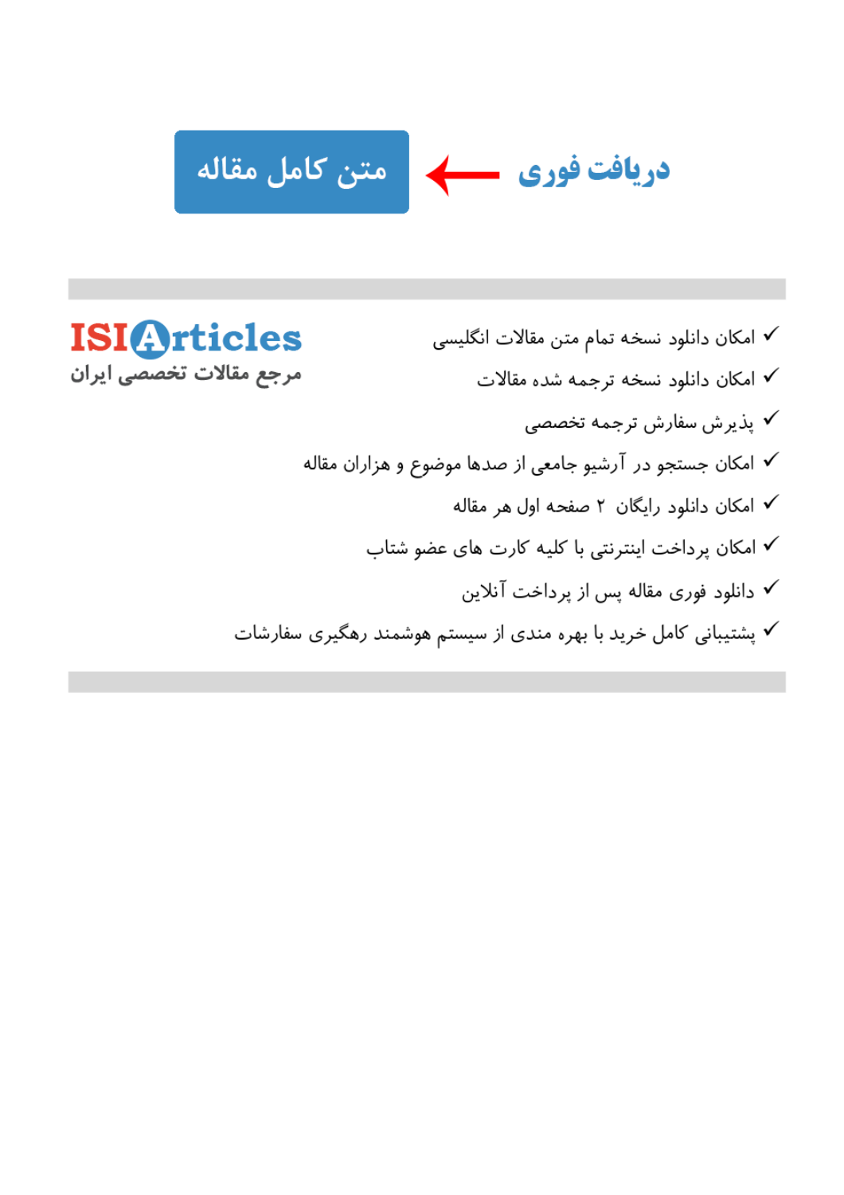دریافت فوری ← متن کامل مقاله

**ISIArticles**
مرجع مقالات تخصصی ایران

- ✓ امکان دانلود نسخه تمام متن مقالات انگلیسی
- ✓ امکان دانلود نسخه ترجمه شده مقالات
- ✓ پذیرش سفارش ترجمه تخصصی
- ✓ امکان جستجو در آرشیو جامعی از صدها موضوع و هزاران مقاله
- ✓ امکان دانلود رایگان ۲ صفحه اول هر مقاله
- ✓ امکان پرداخت اینترنتی با کلیه کارت های عضو شتاب
- ✓ دانلود فوری مقاله پس از پرداخت آنلاین
- ✓ پشتیبانی کامل خرید با بهره مندی از سیستم هوشمند رهگیری سفارشات